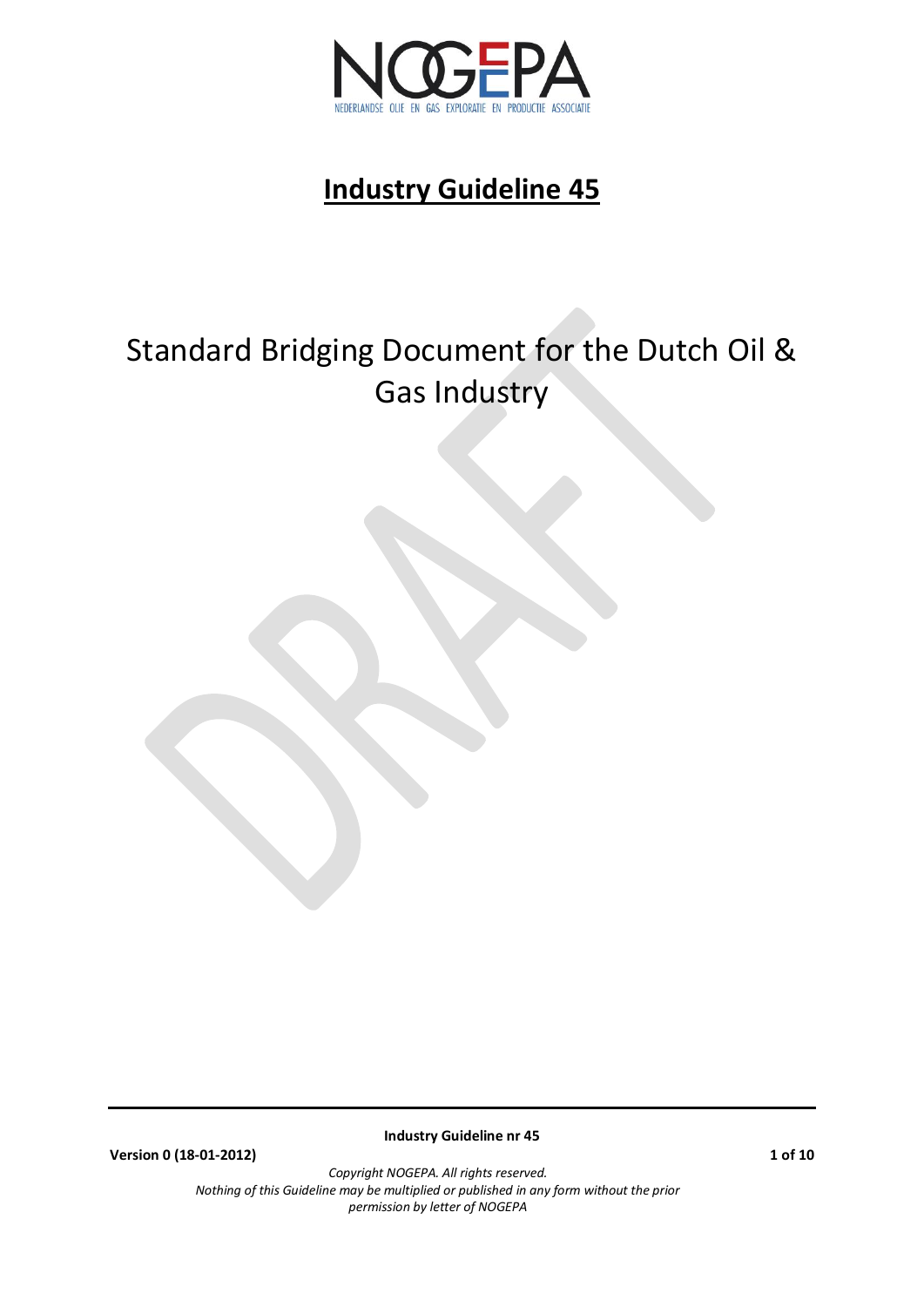# Industry Guideline 45

## Standard Bridging Document for the Dutch Oil & Gas Industry

Version 0 (18-01-2012)

*Copyright NOGEPA. All rights reserved.*
*Nothing of this Guideline may be multiplied or published in any form without the prior permission by letter of NOGEPA*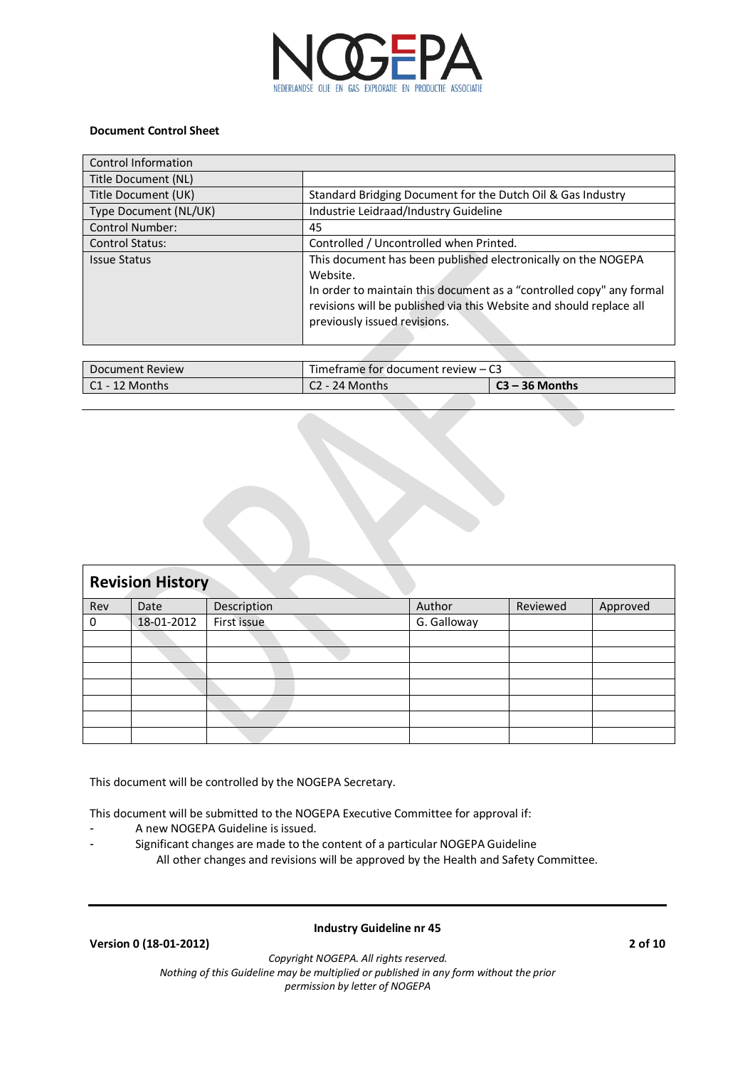**Document Control Sheet**

| Control Information | |
| --- | --- |
| Title Document (NL) | |
| Title Document (UK) | Standard Bridging Document for the Dutch Oil & Gas Industry |
| Type Document (NL/UK) | Industrie Leidraad/Industry Guideline |
| Control Number: | 45 |
| Control Status: | Controlled / Uncontrolled when Printed. |
| Issue Status | This document has been published electronically on the NOGEPA Website. In order to maintain this document as a "controlled copy" any formal revisions will be published via this Website and should replace all previously issued revisions. |

| Document Review | Timeframe for document review – C3 | |
| --- | --- | --- |
| C1 - 12 Months | C2 - 24 Months | **C3 – 36 Months** |

**Revision History**

| Rev | Date | Description | Author | Reviewed | Approved |
| --- | --- | --- | --- | --- | --- |
| 0 | 18-01-2012 | First issue | G. Galloway | | |
| | | | | | |
| | | | | | |
| | | | | | |
| | | | | | |
| | | | | | |
| | | | | | |
| | | | | | |

This document will be controlled by the NOGEPA Secretary.

This document will be submitted to the NOGEPA Executive Committee for approval if:

- A new NOGEPA Guideline is issued.
- Significant changes are made to the content of a particular NOGEPA Guideline

  All other changes and revisions will be approved by the Health and Safety Committee.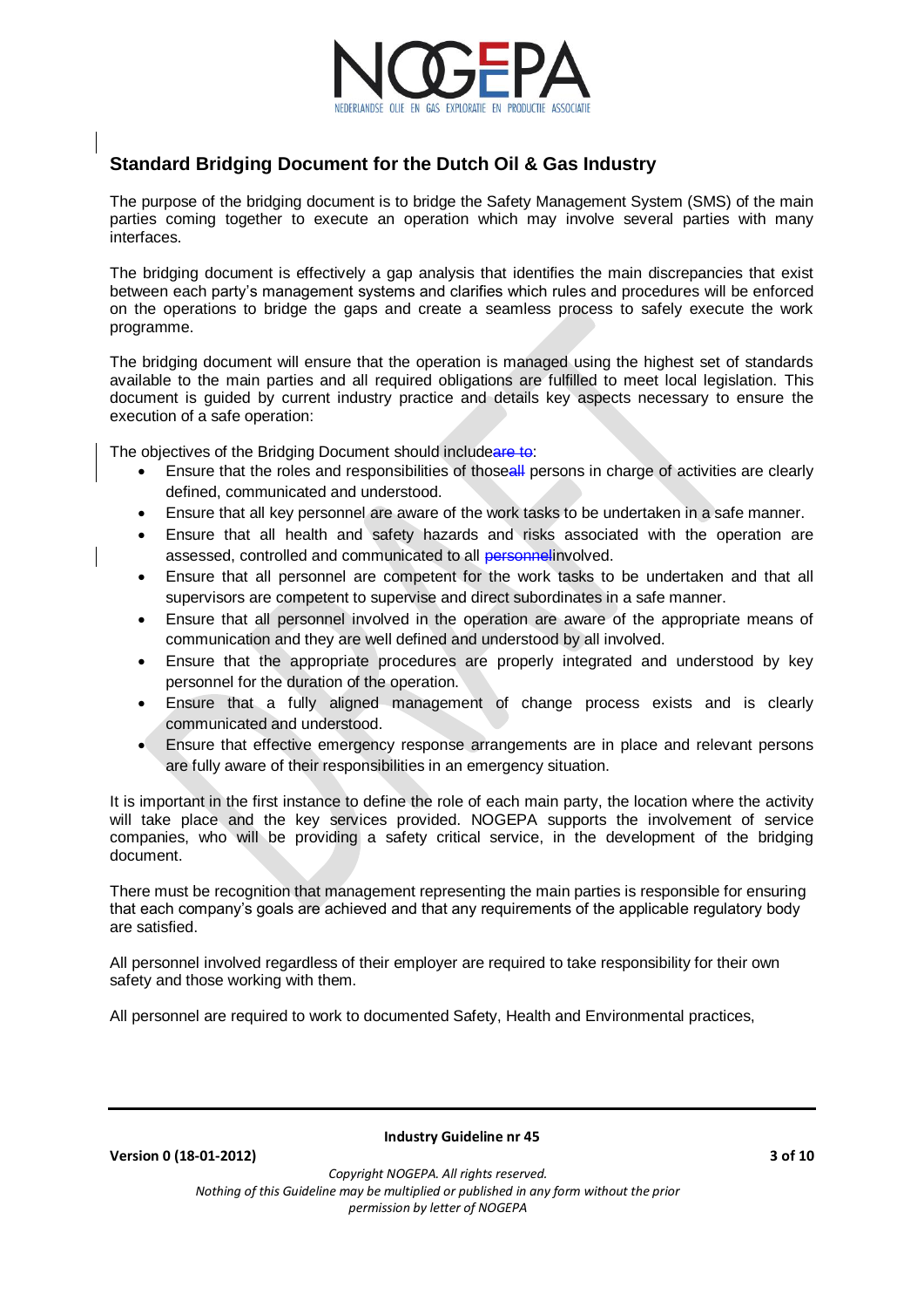## Standard Bridging Document for the Dutch Oil & Gas Industry

The purpose of the bridging document is to bridge the Safety Management System (SMS) of the main parties coming together to execute an operation which may involve several parties with many interfaces.

The bridging document is effectively a gap analysis that identifies the main discrepancies that exist between each party's management systems and clarifies which rules and procedures will be enforced on the operations to bridge the gaps and create a seamless process to safely execute the work programme.

The bridging document will ensure that the operation is managed using the highest set of standards available to the main parties and all required obligations are fulfilled to meet local legislation. This document is guided by current industry practice and details key aspects necessary to ensure the execution of a safe operation:

The objectives of the Bridging Document should include~~are to~~:

- Ensure that the roles and responsibilities of those~~all~~ persons in charge of activities are clearly defined, communicated and understood.
- Ensure that all key personnel are aware of the work tasks to be undertaken in a safe manner.
- Ensure that all health and safety hazards and risks associated with the operation are assessed, controlled and communicated to all ~~personnel~~involved.
- Ensure that all personnel are competent for the work tasks to be undertaken and that all supervisors are competent to supervise and direct subordinates in a safe manner.
- Ensure that all personnel involved in the operation are aware of the appropriate means of communication and they are well defined and understood by all involved.
- Ensure that the appropriate procedures are properly integrated and understood by key personnel for the duration of the operation.
- Ensure that a fully aligned management of change process exists and is clearly communicated and understood.
- Ensure that effective emergency response arrangements are in place and relevant persons are fully aware of their responsibilities in an emergency situation.

It is important in the first instance to define the role of each main party, the location where the activity will take place and the key services provided. NOGEPA supports the involvement of service companies, who will be providing a safety critical service, in the development of the bridging document.

There must be recognition that management representing the main parties is responsible for ensuring that each company's goals are achieved and that any requirements of the applicable regulatory body are satisfied.

All personnel involved regardless of their employer are required to take responsibility for their own safety and those working with them.

All personnel are required to work to documented Safety, Health and Environmental practices,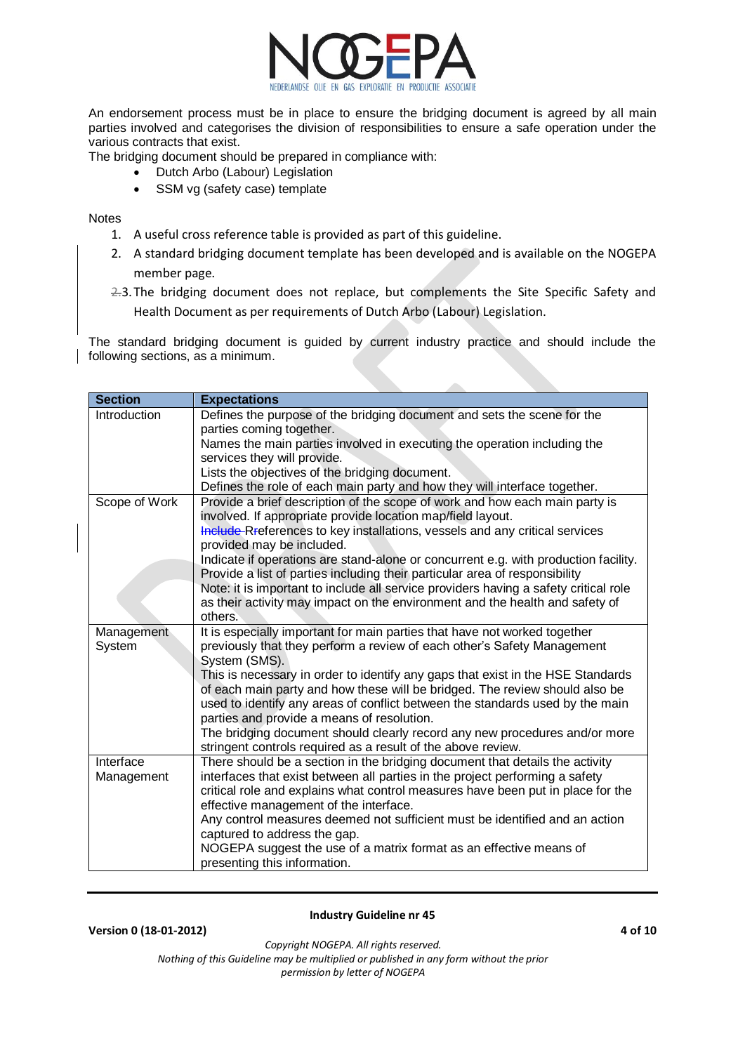An endorsement process must be in place to ensure the bridging document is agreed by all main parties involved and categorises the division of responsibilities to ensure a safe operation under the various contracts that exist.

The bridging document should be prepared in compliance with:

- Dutch Arbo (Labour) Legislation
- SSM vg (safety case) template

Notes

1. A useful cross reference table is provided as part of this guideline.
2. A standard bridging document template has been developed and is available on the NOGEPA member page.
3. The bridging document does not replace, but complements the Site Specific Safety and Health Document as per requirements of Dutch Arbo (Labour) Legislation.

The standard bridging document is guided by current industry practice and should include the following sections, as a minimum.

| Section | Expectations |
| --- | --- |
| Introduction | Defines the purpose of the bridging document and sets the scene for the parties coming together.<br>Names the main parties involved in executing the operation including the services they will provide.<br>Lists the objectives of the bridging document.<br>Defines the role of each main party and how they will interface together. |
| Scope of Work | Provide a brief description of the scope of work and how each main party is involved. If appropriate provide location map/field layout.<br>References to key installations, vessels and any critical services provided may be included.<br>Indicate if operations are stand-alone or concurrent e.g. with production facility.<br>Provide a list of parties including their particular area of responsibility<br>Note: it is important to include all service providers having a safety critical role as their activity may impact on the environment and the health and safety of others. |
| Management System | It is especially important for main parties that have not worked together previously that they perform a review of each other's Safety Management System (SMS).<br>This is necessary in order to identify any gaps that exist in the HSE Standards of each main party and how these will be bridged. The review should also be used to identify any areas of conflict between the standards used by the main parties and provide a means of resolution.<br>The bridging document should clearly record any new procedures and/or more stringent controls required as a result of the above review. |
| Interface Management | There should be a section in the bridging document that details the activity interfaces that exist between all parties in the project performing a safety critical role and explains what control measures have been put in place for the effective management of the interface.<br>Any control measures deemed not sufficient must be identified and an action captured to address the gap.<br>NOGEPA suggest the use of a matrix format as an effective means of presenting this information. |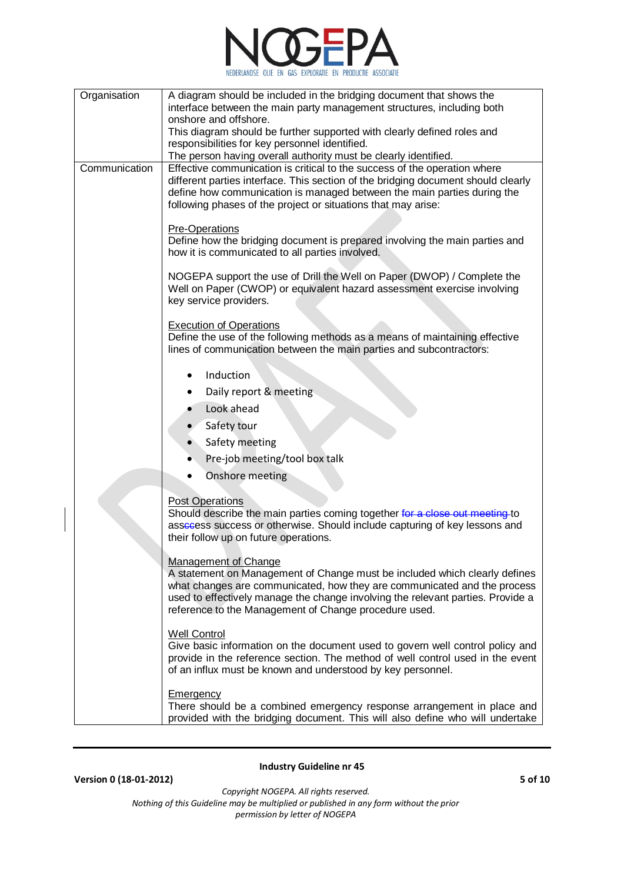| | |
|---|---|
| Organisation | A diagram should be included in the bridging document that shows the interface between the main party management structures, including both onshore and offshore.<br>This diagram should be further supported with clearly defined roles and responsibilities for key personnel identified.<br>The person having overall authority must be clearly identified. |
| Communication | Effective communication is critical to the success of the operation where different parties interface. This section of the bridging document should clearly define how communication is managed between the main parties during the following phases of the project or situations that may arise:<br><br><u>Pre-Operations</u><br>Define how the bridging document is prepared involving the main parties and how it is communicated to all parties involved.<br><br>NOGEPA support the use of Drill the Well on Paper (DWOP) / Complete the Well on Paper (CWOP) or equivalent hazard assessment exercise involving key service providers.<br><br><u>Execution of Operations</u><br>Define the use of the following methods as a means of maintaining effective lines of communication between the main parties and subcontractors:<br><br>• Induction<br>• Daily report & meeting<br>• Look ahead<br>• Safety tour<br>• Safety meeting<br>• Pre-job meeting/tool box talk<br>• Onshore meeting<br><br><u>Post Operations</u><br>Should describe the main parties coming together ~~for a close out meeting~~ to asseccess success or otherwise. Should include capturing of key lessons and their follow up on future operations.<br><br><u>Management of Change</u><br>A statement on Management of Change must be included which clearly defines what changes are communicated, how they are communicated and the process used to effectively manage the change involving the relevant parties. Provide a reference to the Management of Change procedure used.<br><br><u>Well Control</u><br>Give basic information on the document used to govern well control policy and provide in the reference section. The method of well control used in the event of an influx must be known and understood by key personnel.<br><br><u>Emergency</u><br>There should be a combined emergency response arrangement in place and provided with the bridging document. This will also define who will undertake |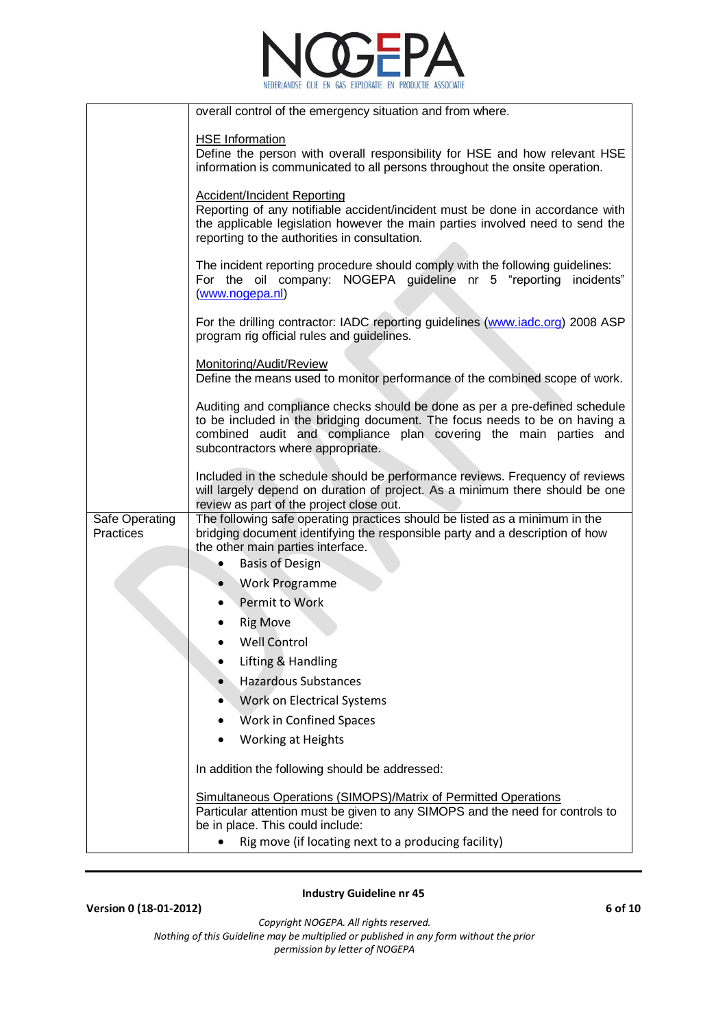| | |
|---|---|
| | overall control of the emergency situation and from where.<br><br><u>HSE Information</u><br>Define the person with overall responsibility for HSE and how relevant HSE information is communicated to all persons throughout the onsite operation.<br><br><u>Accident/Incident Reporting</u><br>Reporting of any notifiable accident/incident must be done in accordance with the applicable legislation however the main parties involved need to send the reporting to the authorities in consultation.<br><br>The incident reporting procedure should comply with the following guidelines:<br>For the oil company: NOGEPA guideline nr 5 "reporting incidents" (www.nogepa.nl)<br><br>For the drilling contractor: IADC reporting guidelines (www.iadc.org) 2008 ASP program rig official rules and guidelines.<br><br><u>Monitoring/Audit/Review</u><br>Define the means used to monitor performance of the combined scope of work.<br><br>Auditing and compliance checks should be done as per a pre-defined schedule to be included in the bridging document. The focus needs to be on having a combined audit and compliance plan covering the main parties and subcontractors where appropriate.<br><br>Included in the schedule should be performance reviews. Frequency of reviews will largely depend on duration of project. As a minimum there should be one review as part of the project close out. |
| Safe Operating Practices | The following safe operating practices should be listed as a minimum in the bridging document identifying the responsible party and a description of how the other main parties interface.<br>• Basis of Design<br>• Work Programme<br>• Permit to Work<br>• Rig Move<br>• Well Control<br>• Lifting & Handling<br>• Hazardous Substances<br>• Work on Electrical Systems<br>• Work in Confined Spaces<br>• Working at Heights<br><br>In addition the following should be addressed:<br><br><u>Simultaneous Operations (SIMOPS)/Matrix of Permitted Operations</u><br>Particular attention must be given to any SIMOPS and the need for controls to be in place. This could include:<br>• Rig move (if locating next to a producing facility) |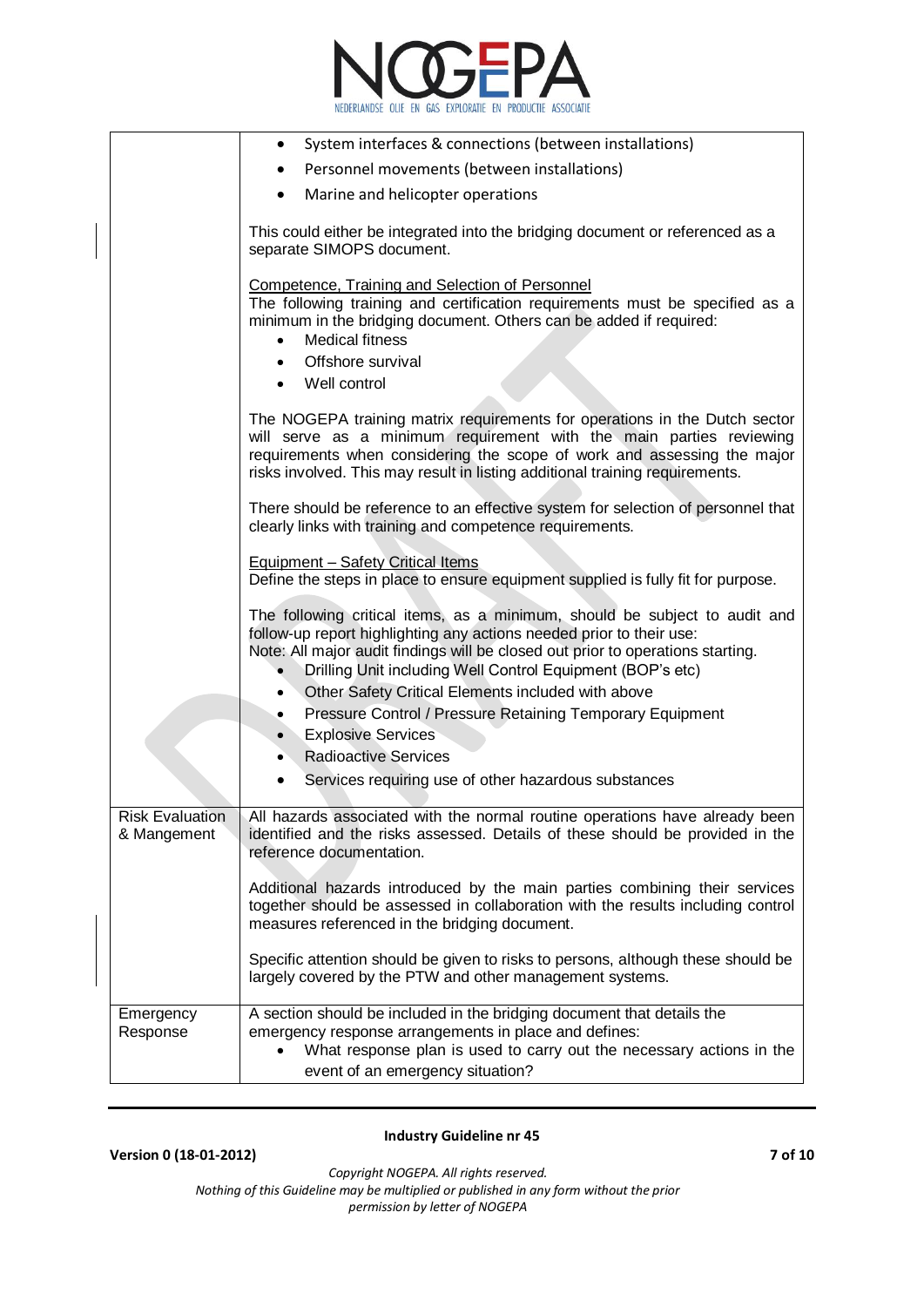| | |
|---|---|
| | • System interfaces & connections (between installations)<br>• Personnel movements (between installations)<br>• Marine and helicopter operations<br><br>This could either be integrated into the bridging document or referenced as a separate SIMOPS document.<br><br>Competence, Training and Selection of Personnel<br>The following training and certification requirements must be specified as a minimum in the bridging document. Others can be added if required:<br>• Medical fitness<br>• Offshore survival<br>• Well control<br><br>The NOGEPA training matrix requirements for operations in the Dutch sector will serve as a minimum requirement with the main parties reviewing requirements when considering the scope of work and assessing the major risks involved. This may result in listing additional training requirements.<br><br>There should be reference to an effective system for selection of personnel that clearly links with training and competence requirements.<br><br>Equipment – Safety Critical Items<br>Define the steps in place to ensure equipment supplied is fully fit for purpose.<br><br>The following critical items, as a minimum, should be subject to audit and follow-up report highlighting any actions needed prior to their use:<br>Note: All major audit findings will be closed out prior to operations starting.<br>• Drilling Unit including Well Control Equipment (BOP's etc)<br>• Other Safety Critical Elements included with above<br>• Pressure Control / Pressure Retaining Temporary Equipment<br>• Explosive Services<br>• Radioactive Services<br>• Services requiring use of other hazardous substances |
| Risk Evaluation & Mangement | All hazards associated with the normal routine operations have already been identified and the risks assessed. Details of these should be provided in the reference documentation.<br><br>Additional hazards introduced by the main parties combining their services together should be assessed in collaboration with the results including control measures referenced in the bridging document.<br><br>Specific attention should be given to risks to persons, although these should be largely covered by the PTW and other management systems. |
| Emergency Response | A section should be included in the bridging document that details the emergency response arrangements in place and defines:<br>• What response plan is used to carry out the necessary actions in the event of an emergency situation? |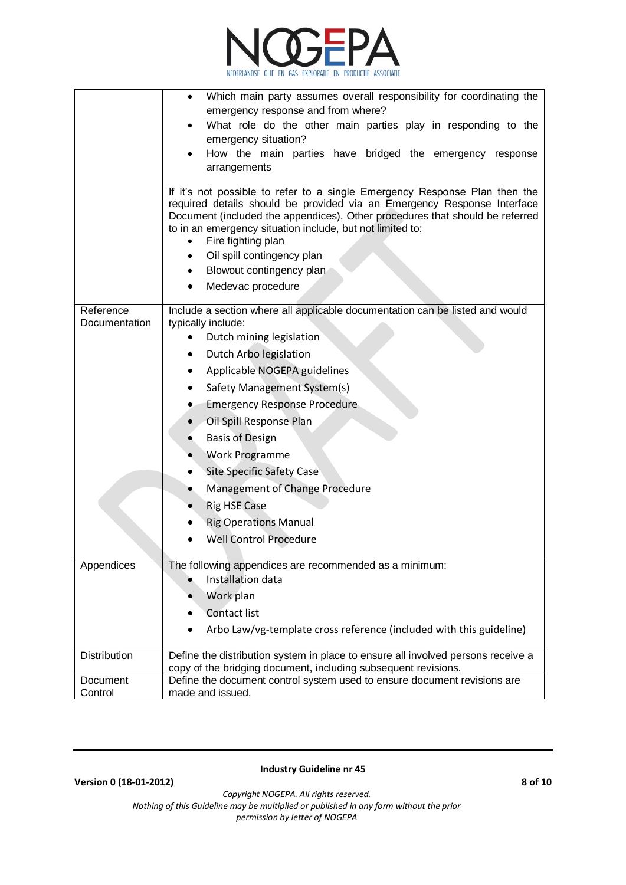| | |
|---|---|
| | • Which main party assumes overall responsibility for coordinating the emergency response and from where?<br>• What role do the other main parties play in responding to the emergency situation?<br>• How the main parties have bridged the emergency response arrangements<br><br>If it's not possible to refer to a single Emergency Response Plan then the required details should be provided via an Emergency Response Interface Document (included the appendices). Other procedures that should be referred to in an emergency situation include, but not limited to:<br>• Fire fighting plan<br>• Oil spill contingency plan<br>• Blowout contingency plan<br>• Medevac procedure |
| Reference Documentation | Include a section where all applicable documentation can be listed and would typically include:<br>• Dutch mining legislation<br>• Dutch Arbo legislation<br>• Applicable NOGEPA guidelines<br>• Safety Management System(s)<br>• Emergency Response Procedure<br>• Oil Spill Response Plan<br>• Basis of Design<br>• Work Programme<br>• Site Specific Safety Case<br>• Management of Change Procedure<br>• Rig HSE Case<br>• Rig Operations Manual<br>• Well Control Procedure |
| Appendices | The following appendices are recommended as a minimum:<br>• Installation data<br>• Work plan<br>• Contact list<br>• Arbo Law/vg-template cross reference (included with this guideline) |
| Distribution | Define the distribution system in place to ensure all involved persons receive a copy of the bridging document, including subsequent revisions. |
| Document Control | Define the document control system used to ensure document revisions are made and issued. |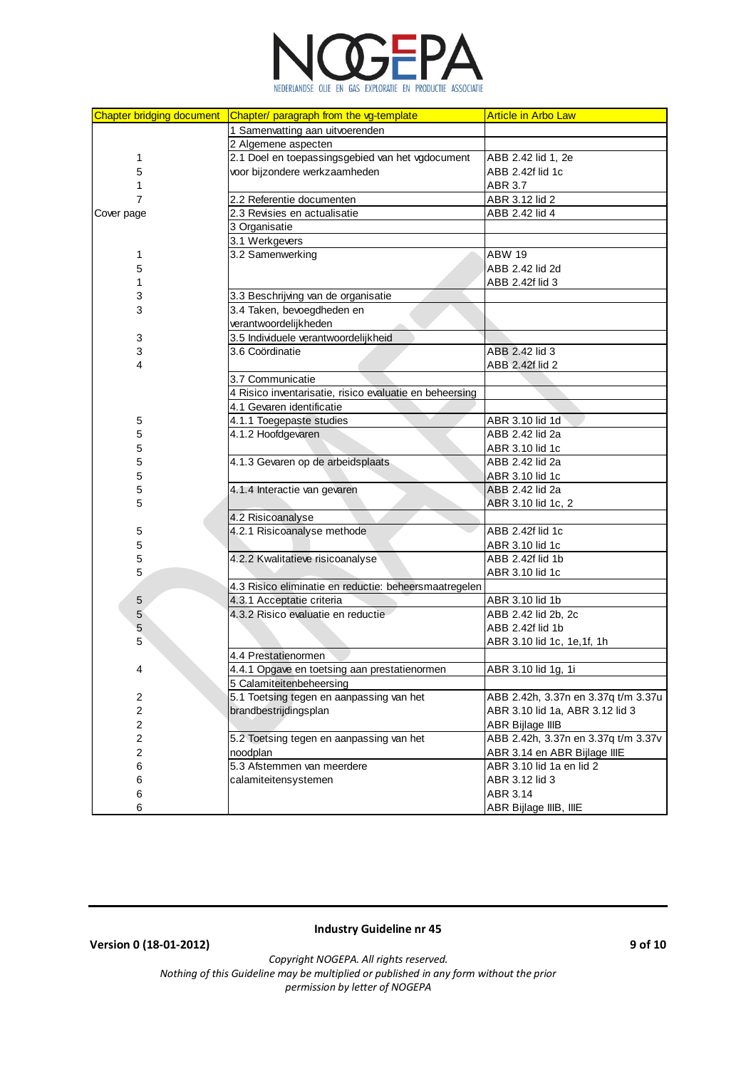| Chapter bridging document | Chapter/ paragraph from the vg-template | Article in Arbo Law |
|---|---|---|
| | 1 Samenvatting aan uitvoerenden | |
| | 2 Algemene aspecten | |
| 1 | 2.1 Doel en toepassingsgebied van het vgdocument | ABB 2.42 lid 1, 2e |
| 5 | voor bijzondere werkzaamheden | ABB 2.42f lid 1c |
| 1 | | ABR 3.7 |
| 7 | 2.2 Referentie documenten | ABR 3.12 lid 2 |
| Cover page | 2.3 Revisies en actualisatie | ABB 2.42 lid 4 |
| | 3 Organisatie | |
| | 3.1 Werkgevers | |
| 1 | 3.2 Samenwerking | ABW 19 |
| 5 | | ABB 2.42 lid 2d |
| 1 | | ABB 2.42f lid 3 |
| 3 | 3.3 Beschrijving van de organisatie | |
| 3 | 3.4 Taken, bevoegdheden en verantwoordelijkheden | |
| 3 | 3.5 Individuele verantwoordelijkheid | |
| 3 | 3.6 Coördinatie | ABB 2.42 lid 3 |
| 4 | | ABB 2.42f lid 2 |
| | 3.7 Communicatie | |
| | 4 Risico inventarisatie, risico evaluatie en beheersing | |
| | 4.1 Gevaren identificatie | |
| 5 | 4.1.1 Toegepaste studies | ABR 3.10 lid 1d |
| 5 | 4.1.2 Hoofdgevaren | ABB 2.42 lid 2a |
| 5 | | ABR 3.10 lid 1c |
| 5 | 4.1.3 Gevaren op de arbeidsplaats | ABB 2.42 lid 2a |
| 5 | | ABR 3.10 lid 1c |
| 5 | 4.1.4 Interactie van gevaren | ABB 2.42 lid 2a |
| 5 | | ABR 3.10 lid 1c, 2 |
| | 4.2 Risicoanalyse | |
| 5 | 4.2.1 Risicoanalyse methode | ABB 2.42f lid 1c |
| 5 | | ABR 3.10 lid 1c |
| 5 | 4.2.2 Kwalitatieve risicoanalyse | ABB 2.42f lid 1b |
| 5 | | ABR 3.10 lid 1c |
| | 4.3 Risico eliminatie en reductie: beheersmaatregelen | |
| 5 | 4.3.1 Acceptatie criteria | ABR 3.10 lid 1b |
| 5 | 4.3.2 Risico evaluatie en reductie | ABB 2.42 lid 2b, 2c |
| 5 | | ABB 2.42f lid 1b |
| 5 | | ABR 3.10 lid 1c, 1e,1f, 1h |
| | 4.4 Prestatienormen | |
| 4 | 4.4.1 Opgave en toetsing aan prestatienormen | ABR 3.10 lid 1g, 1i |
| | 5 Calamiteitenbeheersing | |
| 2 | 5.1 Toetsing tegen en aanpassing van het | ABB 2.42h, 3.37n en 3.37q t/m 3.37u |
| 2 | brandbestrijdingsplan | ABR 3.10 lid 1a, ABR 3.12 lid 3 |
| 2 | | ABR Bijlage IIIB |
| 2 | 5.2 Toetsing tegen en aanpassing van het | ABB 2.42h, 3.37n en 3.37q t/m 3.37v |
| 2 | noodplan | ABR 3.14 en ABR Bijlage IIIE |
| 6 | 5.3 Afstemmen van meerdere | ABR 3.10 lid 1a en lid 2 |
| 6 | calamiteitensystemen | ABR 3.12 lid 3 |
| 6 | | ABR 3.14 |
| 6 | | ABR Bijlage IIIB, IIIE |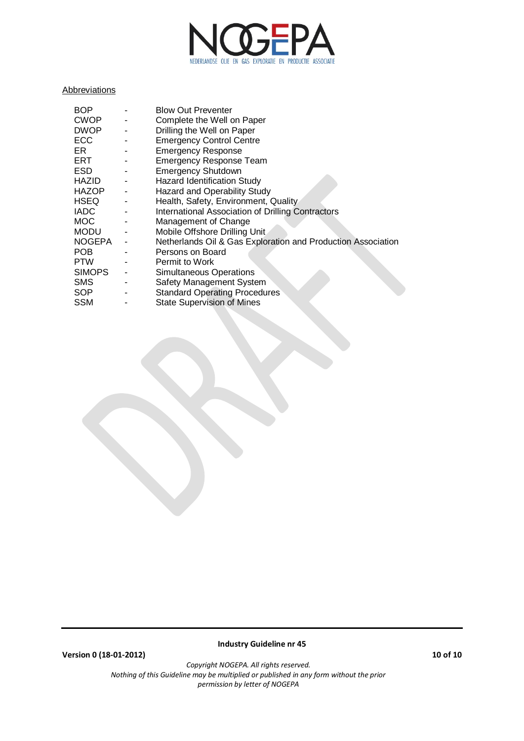Abbreviations

| | | |
|---|---|---|
| BOP | - | Blow Out Preventer |
| CWOP | - | Complete the Well on Paper |
| DWOP | - | Drilling the Well on Paper |
| ECC | - | Emergency Control Centre |
| ER | - | Emergency Response |
| ERT | - | Emergency Response Team |
| ESD | - | Emergency Shutdown |
| HAZID | - | Hazard Identification Study |
| HAZOP | - | Hazard and Operability Study |
| HSEQ | - | Health, Safety, Environment, Quality |
| IADC | - | International Association of Drilling Contractors |
| MOC | - | Management of Change |
| MODU | - | Mobile Offshore Drilling Unit |
| NOGEPA | - | Netherlands Oil & Gas Exploration and Production Association |
| POB | - | Persons on Board |
| PTW | - | Permit to Work |
| SIMOPS | - | Simultaneous Operations |
| SMS | - | Safety Management System |
| SOP | - | Standard Operating Procedures |
| SSM | - | State Supervision of Mines |